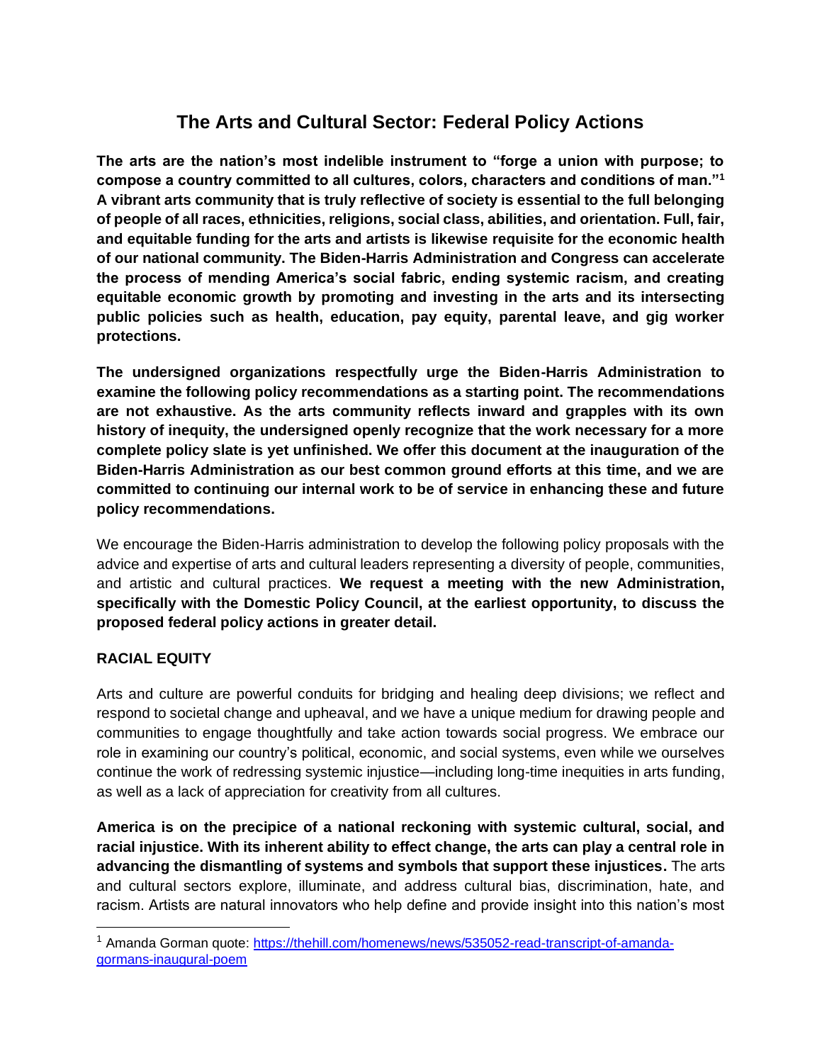# The Arts and Cultural Sector: Federal Policy Actions

**The arts are the nation's most indelible instrument to "forge a union with purpose; to compose a country committed to all cultures, colors, characters and conditions of man."[1] A vibrant arts community that is truly reflective of society is essential to the full belonging of people of all races, ethnicities, religions, social class, abilities, and orientation. Full, fair, and equitable funding for the arts and artists is likewise requisite for the economic health of our national community. The Biden-Harris Administration and Congress can accelerate the process of mending America's social fabric, ending systemic racism, and creating equitable economic growth by promoting and investing in the arts and its intersecting public policies such as health, education, pay equity, parental leave, and gig worker protections.**

**The undersigned organizations respectfully urge the Biden-Harris Administration to examine the following policy recommendations as a starting point. The recommendations are not exhaustive. As the arts community reflects inward and grapples with its own history of inequity, the undersigned openly recognize that the work necessary for a more complete policy slate is yet unfinished. We offer this document at the inauguration of the Biden-Harris Administration as our best common ground efforts at this time, and we are committed to continuing our internal work to be of service in enhancing these and future policy recommendations.**

We encourage the Biden-Harris administration to develop the following policy proposals with the advice and expertise of arts and cultural leaders representing a diversity of people, communities, and artistic and cultural practices. **We request a meeting with the new Administration, specifically with the Domestic Policy Council, at the earliest opportunity, to discuss the proposed federal policy actions in greater detail.**

## RACIAL EQUITY

Arts and culture are powerful conduits for bridging and healing deep divisions; we reflect and respond to societal change and upheaval, and we have a unique medium for drawing people and communities to engage thoughtfully and take action towards social progress. We embrace our role in examining our country's political, economic, and social systems, even while we ourselves continue the work of redressing systemic injustice—including long-time inequities in arts funding, as well as a lack of appreciation for creativity from all cultures.

**America is on the precipice of a national reckoning with systemic cultural, social, and racial injustice. With its inherent ability to effect change, the arts can play a central role in advancing the dismantling of systems and symbols that support these injustices.** The arts and cultural sectors explore, illuminate, and address cultural bias, discrimination, hate, and racism. Artists are natural innovators who help define and provide insight into this nation's most

---

[1] Amanda Gorman quote: https://thehill.com/homenews/news/535052-read-transcript-of-amanda-gormans-inaugural-poem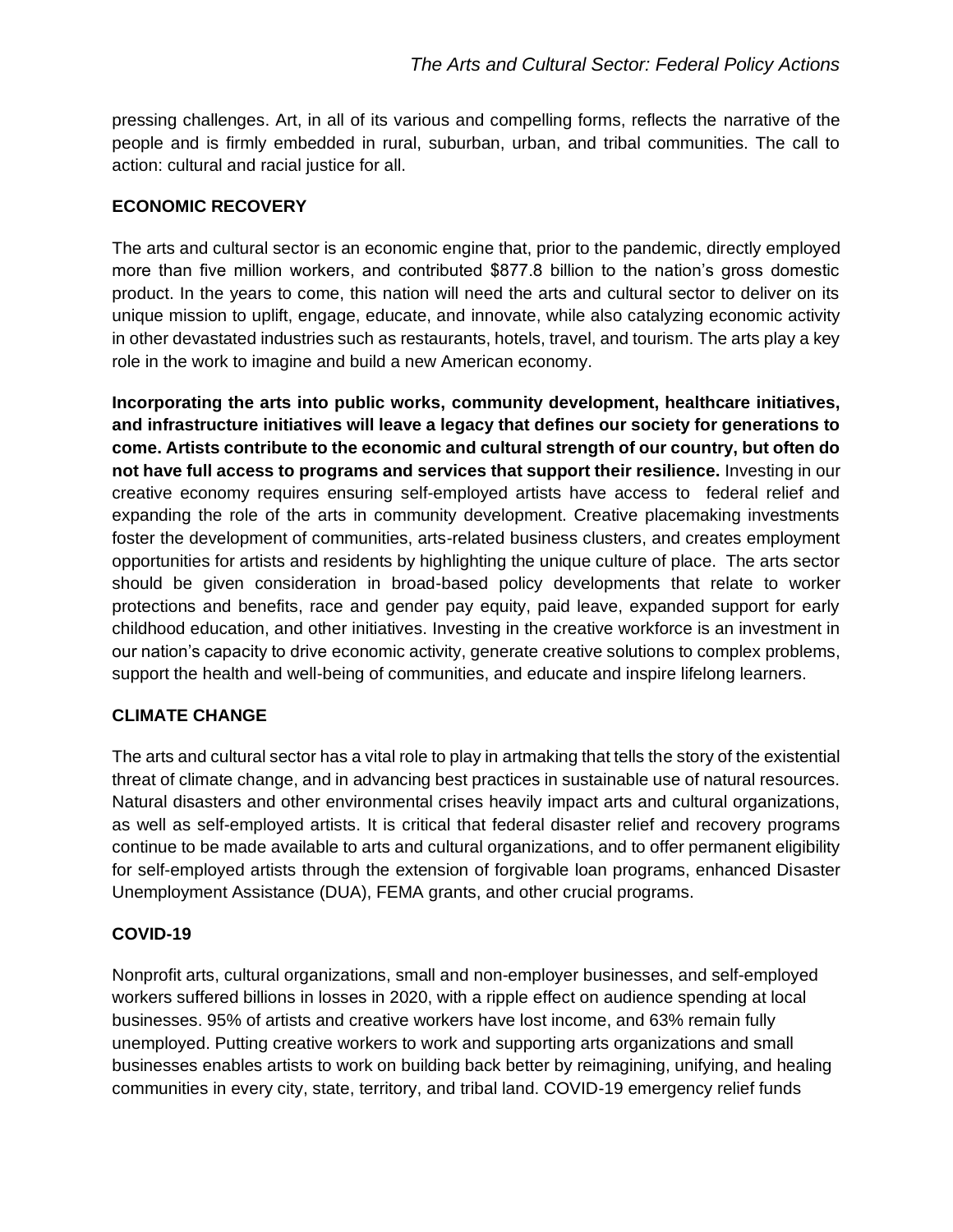pressing challenges. Art, in all of its various and compelling forms, reflects the narrative of the people and is firmly embedded in rural, suburban, urban, and tribal communities. The call to action: cultural and racial justice for all.

## ECONOMIC RECOVERY

The arts and cultural sector is an economic engine that, prior to the pandemic, directly employed more than five million workers, and contributed $877.8 billion to the nation's gross domestic product. In the years to come, this nation will need the arts and cultural sector to deliver on its unique mission to uplift, engage, educate, and innovate, while also catalyzing economic activity in other devastated industries such as restaurants, hotels, travel, and tourism. The arts play a key role in the work to imagine and build a new American economy.

**Incorporating the arts into public works, community development, healthcare initiatives, and infrastructure initiatives will leave a legacy that defines our society for generations to come. Artists contribute to the economic and cultural strength of our country, but often do not have full access to programs and services that support their resilience.** Investing in our creative economy requires ensuring self-employed artists have access to federal relief and expanding the role of the arts in community development. Creative placemaking investments foster the development of communities, arts-related business clusters, and creates employment opportunities for artists and residents by highlighting the unique culture of place. The arts sector should be given consideration in broad-based policy developments that relate to worker protections and benefits, race and gender pay equity, paid leave, expanded support for early childhood education, and other initiatives. Investing in the creative workforce is an investment in our nation's capacity to drive economic activity, generate creative solutions to complex problems, support the health and well-being of communities, and educate and inspire lifelong learners.

## CLIMATE CHANGE

The arts and cultural sector has a vital role to play in artmaking that tells the story of the existential threat of climate change, and in advancing best practices in sustainable use of natural resources. Natural disasters and other environmental crises heavily impact arts and cultural organizations, as well as self-employed artists. It is critical that federal disaster relief and recovery programs continue to be made available to arts and cultural organizations, and to offer permanent eligibility for self-employed artists through the extension of forgivable loan programs, enhanced Disaster Unemployment Assistance (DUA), FEMA grants, and other crucial programs.

## COVID-19

Nonprofit arts, cultural organizations, small and non-employer businesses, and self-employed workers suffered billions in losses in 2020, with a ripple effect on audience spending at local businesses. 95% of artists and creative workers have lost income, and 63% remain fully unemployed. Putting creative workers to work and supporting arts organizations and small businesses enables artists to work on building back better by reimagining, unifying, and healing communities in every city, state, territory, and tribal land. COVID-19 emergency relief funds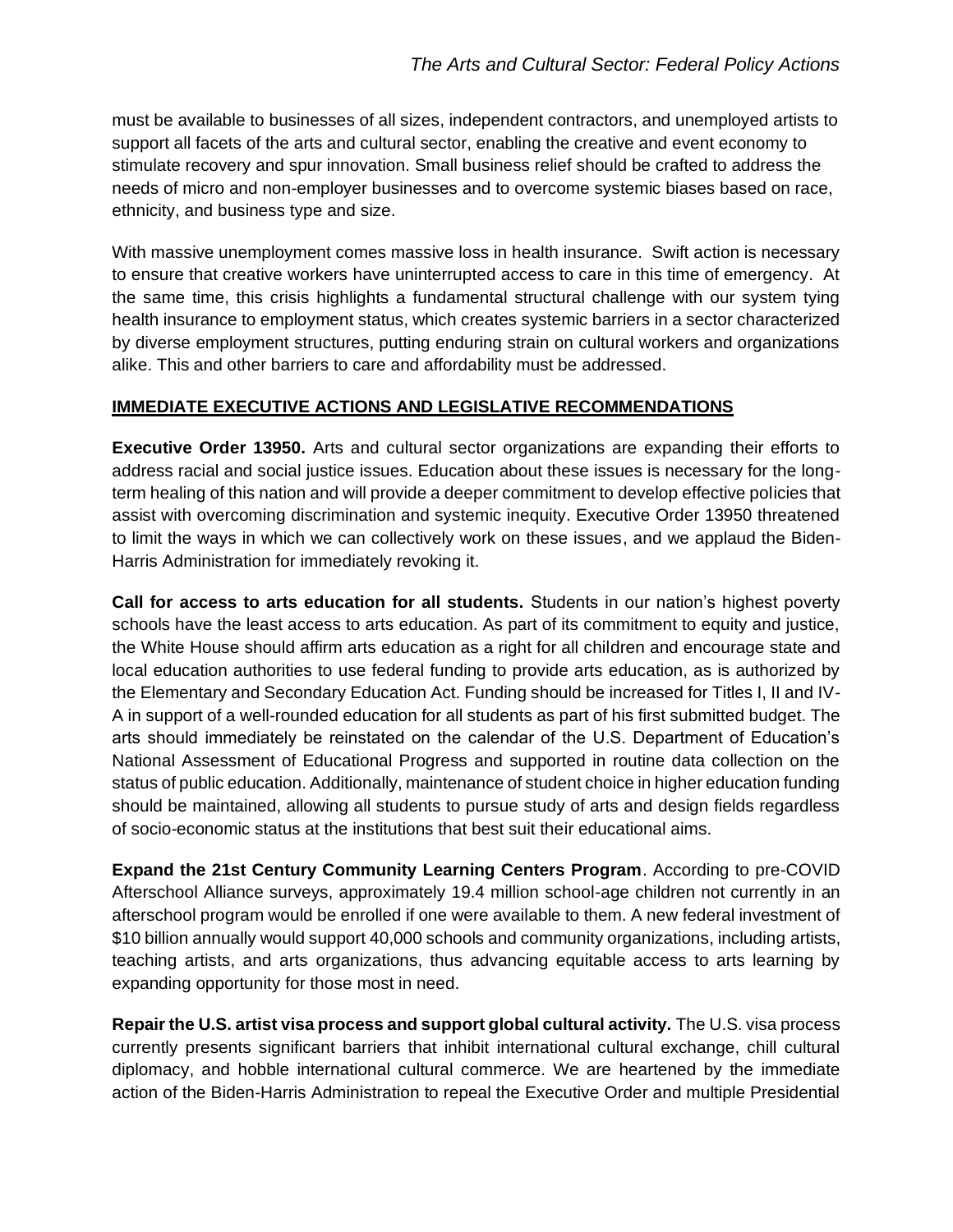must be available to businesses of all sizes, independent contractors, and unemployed artists to support all facets of the arts and cultural sector, enabling the creative and event economy to stimulate recovery and spur innovation. Small business relief should be crafted to address the needs of micro and non-employer businesses and to overcome systemic biases based on race, ethnicity, and business type and size.

With massive unemployment comes massive loss in health insurance. Swift action is necessary to ensure that creative workers have uninterrupted access to care in this time of emergency. At the same time, this crisis highlights a fundamental structural challenge with our system tying health insurance to employment status, which creates systemic barriers in a sector characterized by diverse employment structures, putting enduring strain on cultural workers and organizations alike. This and other barriers to care and affordability must be addressed.

## IMMEDIATE EXECUTIVE ACTIONS AND LEGISLATIVE RECOMMENDATIONS

**Executive Order 13950.** Arts and cultural sector organizations are expanding their efforts to address racial and social justice issues. Education about these issues is necessary for the long-term healing of this nation and will provide a deeper commitment to develop effective policies that assist with overcoming discrimination and systemic inequity. Executive Order 13950 threatened to limit the ways in which we can collectively work on these issues, and we applaud the Biden-Harris Administration for immediately revoking it.

**Call for access to arts education for all students.** Students in our nation's highest poverty schools have the least access to arts education. As part of its commitment to equity and justice, the White House should affirm arts education as a right for all children and encourage state and local education authorities to use federal funding to provide arts education, as is authorized by the Elementary and Secondary Education Act. Funding should be increased for Titles I, II and IV-A in support of a well-rounded education for all students as part of his first submitted budget. The arts should immediately be reinstated on the calendar of the U.S. Department of Education's National Assessment of Educational Progress and supported in routine data collection on the status of public education. Additionally, maintenance of student choice in higher education funding should be maintained, allowing all students to pursue study of arts and design fields regardless of socio-economic status at the institutions that best suit their educational aims.

**Expand the 21st Century Community Learning Centers Program**. According to pre-COVID Afterschool Alliance surveys, approximately 19.4 million school-age children not currently in an afterschool program would be enrolled if one were available to them. A new federal investment of $10 billion annually would support 40,000 schools and community organizations, including artists, teaching artists, and arts organizations, thus advancing equitable access to arts learning by expanding opportunity for those most in need.

**Repair the U.S. artist visa process and support global cultural activity.** The U.S. visa process currently presents significant barriers that inhibit international cultural exchange, chill cultural diplomacy, and hobble international cultural commerce. We are heartened by the immediate action of the Biden-Harris Administration to repeal the Executive Order and multiple Presidential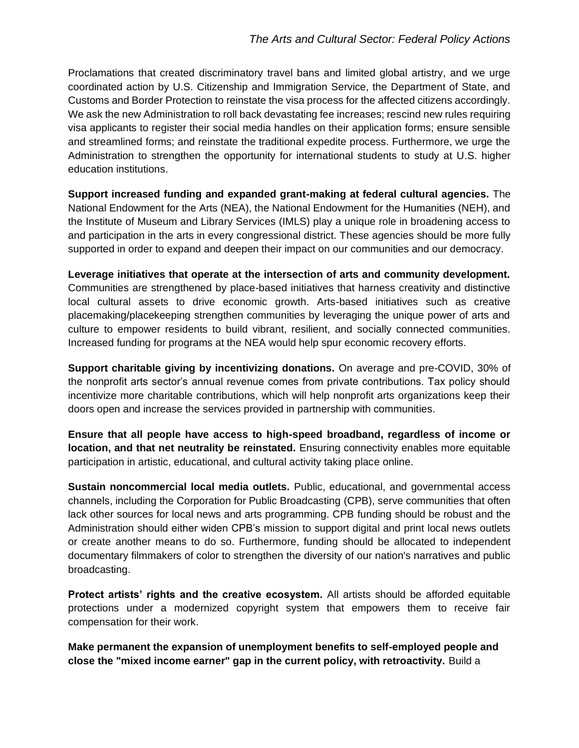Proclamations that created discriminatory travel bans and limited global artistry, and we urge coordinated action by U.S. Citizenship and Immigration Service, the Department of State, and Customs and Border Protection to reinstate the visa process for the affected citizens accordingly. We ask the new Administration to roll back devastating fee increases; rescind new rules requiring visa applicants to register their social media handles on their application forms; ensure sensible and streamlined forms; and reinstate the traditional expedite process. Furthermore, we urge the Administration to strengthen the opportunity for international students to study at U.S. higher education institutions.

**Support increased funding and expanded grant-making at federal cultural agencies.** The National Endowment for the Arts (NEA), the National Endowment for the Humanities (NEH), and the Institute of Museum and Library Services (IMLS) play a unique role in broadening access to and participation in the arts in every congressional district. These agencies should be more fully supported in order to expand and deepen their impact on our communities and our democracy.

**Leverage initiatives that operate at the intersection of arts and community development.** Communities are strengthened by place-based initiatives that harness creativity and distinctive local cultural assets to drive economic growth. Arts-based initiatives such as creative placemaking/placekeeping strengthen communities by leveraging the unique power of arts and culture to empower residents to build vibrant, resilient, and socially connected communities. Increased funding for programs at the NEA would help spur economic recovery efforts.

**Support charitable giving by incentivizing donations.** On average and pre-COVID, 30% of the nonprofit arts sector's annual revenue comes from private contributions. Tax policy should incentivize more charitable contributions, which will help nonprofit arts organizations keep their doors open and increase the services provided in partnership with communities.

**Ensure that all people have access to high-speed broadband, regardless of income or location, and that net neutrality be reinstated.** Ensuring connectivity enables more equitable participation in artistic, educational, and cultural activity taking place online.

**Sustain noncommercial local media outlets.** Public, educational, and governmental access channels, including the Corporation for Public Broadcasting (CPB), serve communities that often lack other sources for local news and arts programming. CPB funding should be robust and the Administration should either widen CPB's mission to support digital and print local news outlets or create another means to do so. Furthermore, funding should be allocated to independent documentary filmmakers of color to strengthen the diversity of our nation's narratives and public broadcasting.

**Protect artists' rights and the creative ecosystem.** All artists should be afforded equitable protections under a modernized copyright system that empowers them to receive fair compensation for their work.

**Make permanent the expansion of unemployment benefits to self-employed people and close the "mixed income earner" gap in the current policy, with retroactivity.** Build a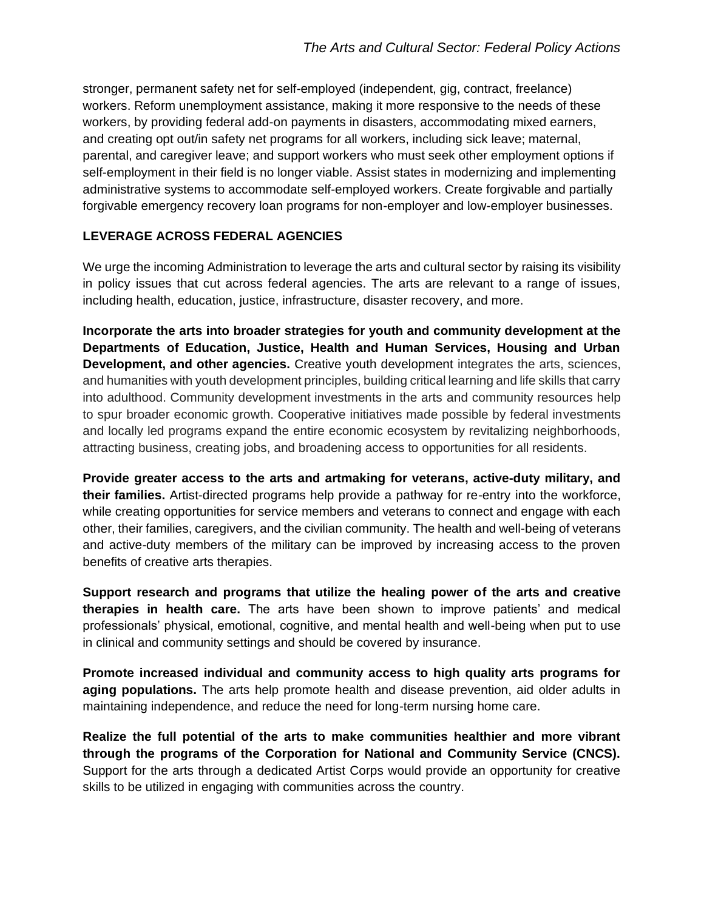stronger, permanent safety net for self-employed (independent, gig, contract, freelance) workers. Reform unemployment assistance, making it more responsive to the needs of these workers, by providing federal add-on payments in disasters, accommodating mixed earners, and creating opt out/in safety net programs for all workers, including sick leave; maternal, parental, and caregiver leave; and support workers who must seek other employment options if self-employment in their field is no longer viable. Assist states in modernizing and implementing administrative systems to accommodate self-employed workers. Create forgivable and partially forgivable emergency recovery loan programs for non-employer and low-employer businesses.

## LEVERAGE ACROSS FEDERAL AGENCIES

We urge the incoming Administration to leverage the arts and cultural sector by raising its visibility in policy issues that cut across federal agencies. The arts are relevant to a range of issues, including health, education, justice, infrastructure, disaster recovery, and more.

**Incorporate the arts into broader strategies for youth and community development at the Departments of Education, Justice, Health and Human Services, Housing and Urban Development, and other agencies.** Creative youth development integrates the arts, sciences, and humanities with youth development principles, building critical learning and life skills that carry into adulthood. Community development investments in the arts and community resources help to spur broader economic growth. Cooperative initiatives made possible by federal investments and locally led programs expand the entire economic ecosystem by revitalizing neighborhoods, attracting business, creating jobs, and broadening access to opportunities for all residents.

**Provide greater access to the arts and artmaking for veterans, active-duty military, and their families.** Artist-directed programs help provide a pathway for re-entry into the workforce, while creating opportunities for service members and veterans to connect and engage with each other, their families, caregivers, and the civilian community. The health and well-being of veterans and active-duty members of the military can be improved by increasing access to the proven benefits of creative arts therapies.

**Support research and programs that utilize the healing power of the arts and creative therapies in health care.** The arts have been shown to improve patients' and medical professionals' physical, emotional, cognitive, and mental health and well-being when put to use in clinical and community settings and should be covered by insurance.

**Promote increased individual and community access to high quality arts programs for aging populations.** The arts help promote health and disease prevention, aid older adults in maintaining independence, and reduce the need for long-term nursing home care.

**Realize the full potential of the arts to make communities healthier and more vibrant through the programs of the Corporation for National and Community Service (CNCS).** Support for the arts through a dedicated Artist Corps would provide an opportunity for creative skills to be utilized in engaging with communities across the country.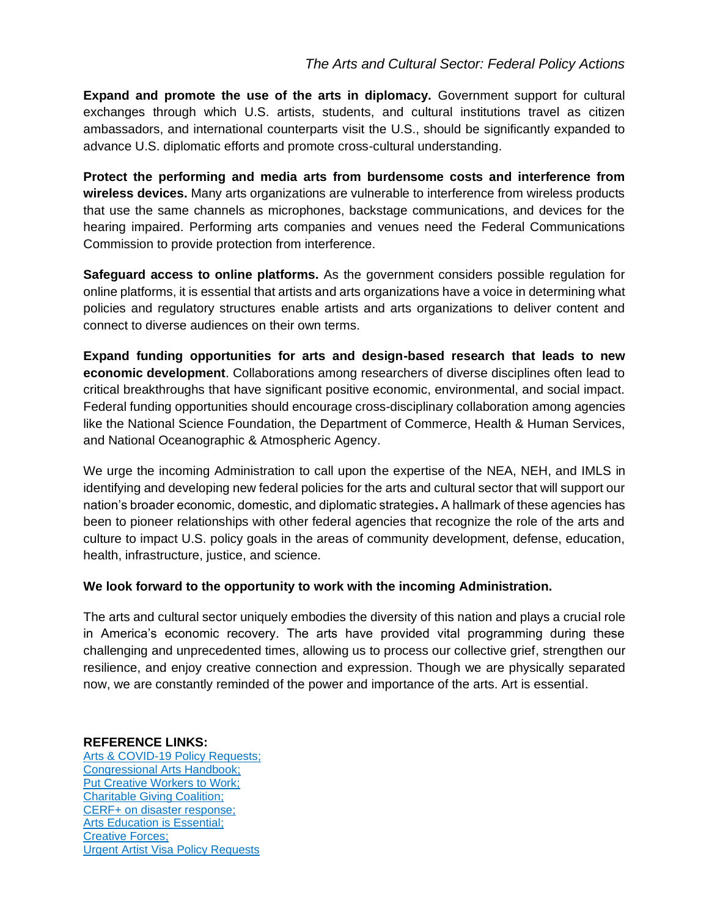**Expand and promote the use of the arts in diplomacy.** Government support for cultural exchanges through which U.S. artists, students, and cultural institutions travel as citizen ambassadors, and international counterparts visit the U.S., should be significantly expanded to advance U.S. diplomatic efforts and promote cross-cultural understanding.

**Protect the performing and media arts from burdensome costs and interference from wireless devices.** Many arts organizations are vulnerable to interference from wireless products that use the same channels as microphones, backstage communications, and devices for the hearing impaired. Performing arts companies and venues need the Federal Communications Commission to provide protection from interference.

**Safeguard access to online platforms.** As the government considers possible regulation for online platforms, it is essential that artists and arts organizations have a voice in determining what policies and regulatory structures enable artists and arts organizations to deliver content and connect to diverse audiences on their own terms.

**Expand funding opportunities for arts and design-based research that leads to new economic development**. Collaborations among researchers of diverse disciplines often lead to critical breakthroughs that have significant positive economic, environmental, and social impact. Federal funding opportunities should encourage cross-disciplinary collaboration among agencies like the National Science Foundation, the Department of Commerce, Health & Human Services, and National Oceanographic & Atmospheric Agency.

We urge the incoming Administration to call upon the expertise of the NEA, NEH, and IMLS in identifying and developing new federal policies for the arts and cultural sector that will support our nation's broader economic, domestic, and diplomatic strategies**.** A hallmark of these agencies has been to pioneer relationships with other federal agencies that recognize the role of the arts and culture to impact U.S. policy goals in the areas of community development, defense, education, health, infrastructure, justice, and science.

**We look forward to the opportunity to work with the incoming Administration.**

The arts and cultural sector uniquely embodies the diversity of this nation and plays a crucial role in America's economic recovery. The arts have provided vital programming during these challenging and unprecedented times, allowing us to process our collective grief, strengthen our resilience, and enjoy creative connection and expression. Though we are physically separated now, we are constantly reminded of the power and importance of the arts. Art is essential.

**REFERENCE LINKS:**
Arts & COVID-19 Policy Requests;
Congressional Arts Handbook;
Put Creative Workers to Work;
Charitable Giving Coalition;
CERF+ on disaster response;
Arts Education is Essential;
Creative Forces;
Urgent Artist Visa Policy Requests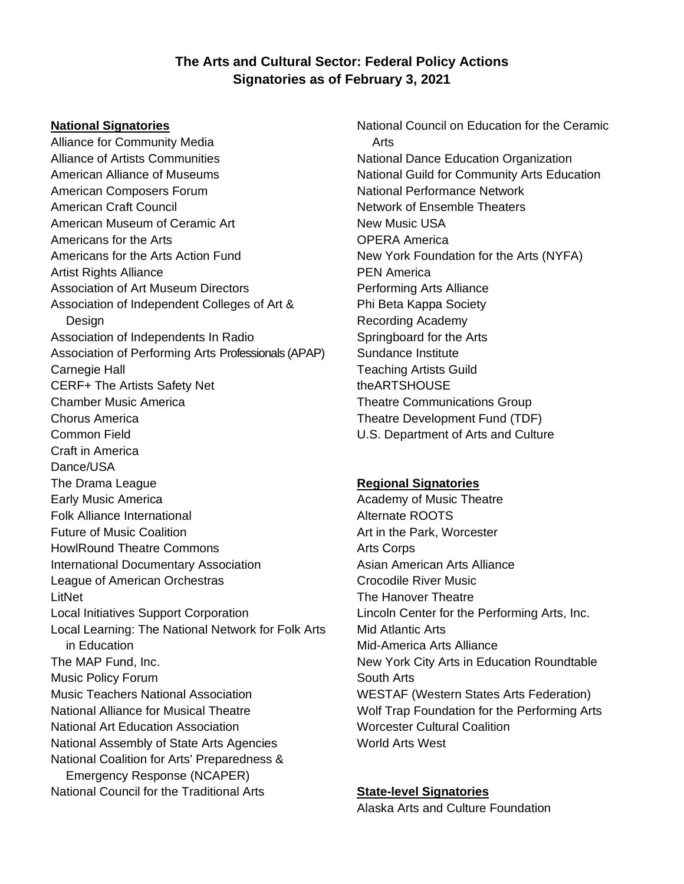# The Arts and Cultural Sector: Federal Policy Actions
## Signatories as of February 3, 2021

### National Signatories

Alliance for Community Media
Alliance of Artists Communities
American Alliance of Museums
American Composers Forum
American Craft Council
American Museum of Ceramic Art
Americans for the Arts
Americans for the Arts Action Fund
Artist Rights Alliance
Association of Art Museum Directors
Association of Independent Colleges of Art & Design
Association of Independents In Radio
Association of Performing Arts Professionals (APAP)
Carnegie Hall
CERF+ The Artists Safety Net
Chamber Music America
Chorus America
Common Field
Craft in America
Dance/USA
The Drama League
Early Music America
Folk Alliance International
Future of Music Coalition
HowlRound Theatre Commons
International Documentary Association
League of American Orchestras
LitNet
Local Initiatives Support Corporation
Local Learning: The National Network for Folk Arts in Education
The MAP Fund, Inc.
Music Policy Forum
Music Teachers National Association
National Alliance for Musical Theatre
National Art Education Association
National Assembly of State Arts Agencies
National Coalition for Arts' Preparedness & Emergency Response (NCAPER)
National Council for the Traditional Arts
National Council on Education for the Ceramic Arts
National Dance Education Organization
National Guild for Community Arts Education
National Performance Network
Network of Ensemble Theaters
New Music USA
OPERA America
New York Foundation for the Arts (NYFA)
PEN America
Performing Arts Alliance
Phi Beta Kappa Society
Recording Academy
Springboard for the Arts
Sundance Institute
Teaching Artists Guild
theARTSHOUSE
Theatre Communications Group
Theatre Development Fund (TDF)
U.S. Department of Arts and Culture

### Regional Signatories

Academy of Music Theatre
Alternate ROOTS
Art in the Park, Worcester
Arts Corps
Asian American Arts Alliance
Crocodile River Music
The Hanover Theatre
Lincoln Center for the Performing Arts, Inc.
Mid Atlantic Arts
Mid-America Arts Alliance
New York City Arts in Education Roundtable
South Arts
WESTAF (Western States Arts Federation)
Wolf Trap Foundation for the Performing Arts
Worcester Cultural Coalition
World Arts West

### State-level Signatories

Alaska Arts and Culture Foundation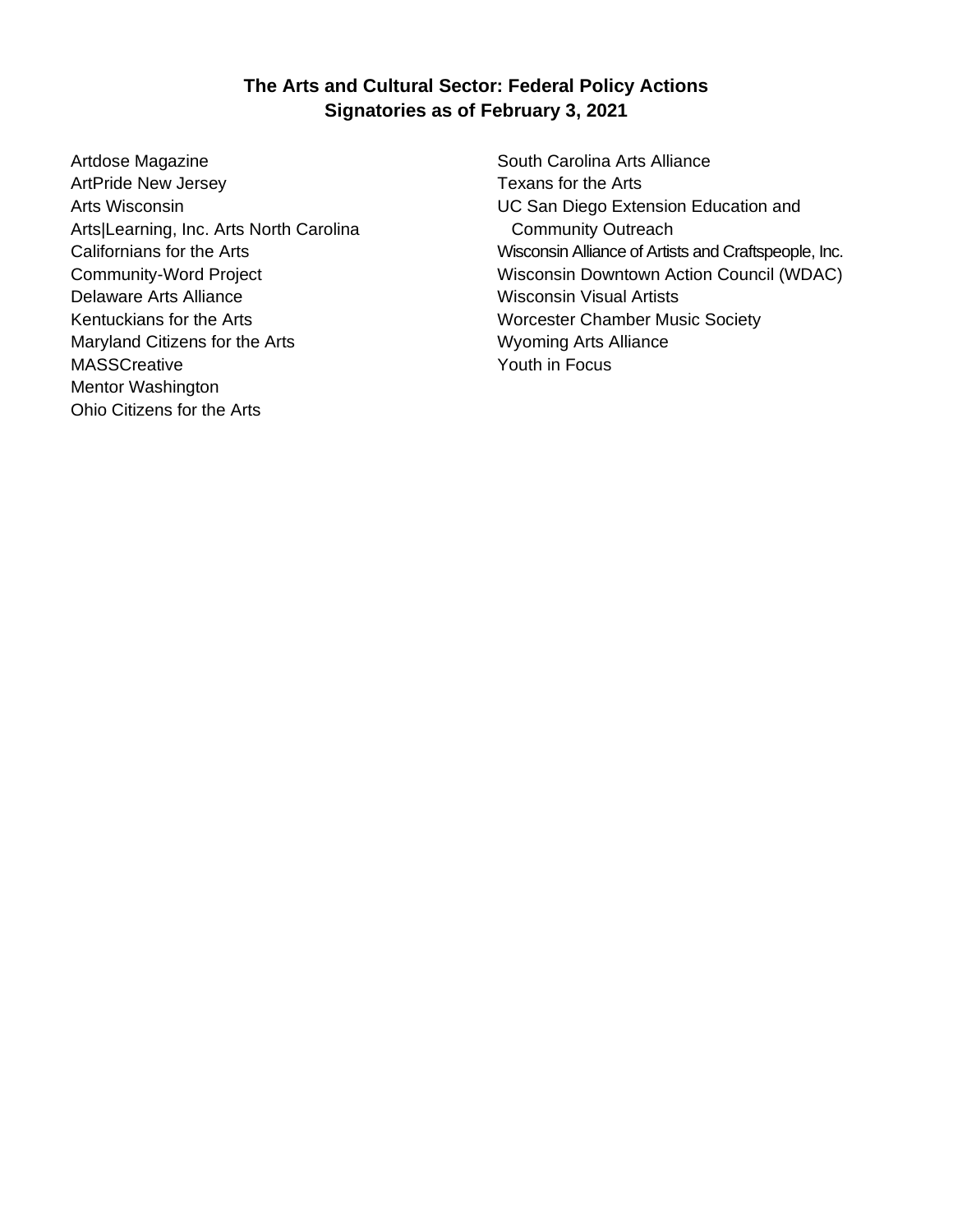**The Arts and Cultural Sector: Federal Policy Actions**
**Signatories as of February 3, 2021**

Artdose Magazine
ArtPride New Jersey
Arts Wisconsin
Arts|Learning, Inc. Arts North Carolina
Californians for the Arts
Community-Word Project
Delaware Arts Alliance
Kentuckians for the Arts
Maryland Citizens for the Arts
MASSCreative
Mentor Washington
Ohio Citizens for the Arts
South Carolina Arts Alliance
Texans for the Arts
UC San Diego Extension Education and Community Outreach
Wisconsin Alliance of Artists and Craftspeople, Inc.
Wisconsin Downtown Action Council (WDAC)
Wisconsin Visual Artists
Worcester Chamber Music Society
Wyoming Arts Alliance
Youth in Focus